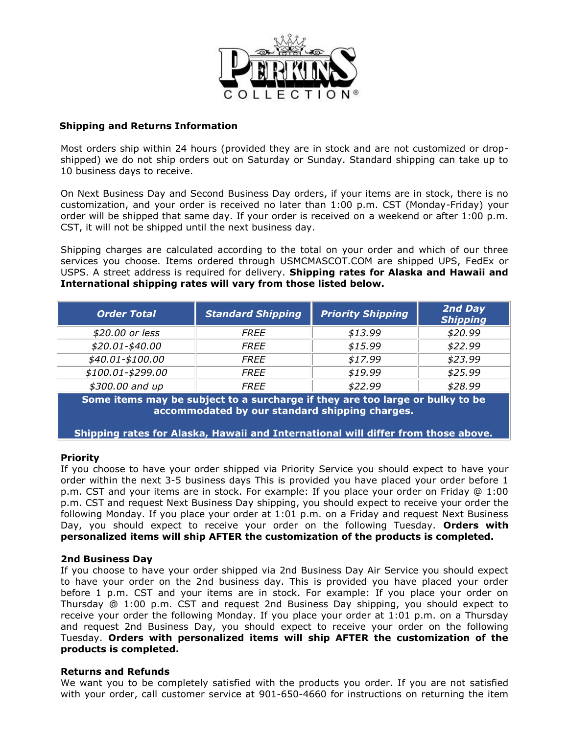**PERKINS COLLECTION®**

## Shipping and Returns Information

Most orders ship within 24 hours (provided they are in stock and are not customized or drop-shipped) we do not ship orders out on Saturday or Sunday. Standard shipping can take up to 10 business days to receive.

On Next Business Day and Second Business Day orders, if your items are in stock, there is no customization, and your order is received no later than 1:00 p.m. CST (Monday-Friday) your order will be shipped that same day. If your order is received on a weekend or after 1:00 p.m. CST, it will not be shipped until the next business day.

Shipping charges are calculated according to the total on your order and which of our three services you choose. Items ordered through USMCMASCOT.COM are shipped UPS, FedEx or USPS. A street address is required for delivery. **Shipping rates for Alaska and Hawaii and International shipping rates will vary from those listed below.**

| *Order Total* | *Standard Shipping* | *Priority Shipping* | *2nd Day Shipping* |
|---|---|---|---|
| *$20.00 or less* | *FREE* | *$13.99* | *$20.99* |
| *$20.01-$40.00* | *FREE* | *$15.99* | *$22.99* |
| *$40.01-$100.00* | *FREE* | *$17.99* | *$23.99* |
| *$100.01-$299.00* | *FREE* | *$19.99* | *$25.99* |
| *$300.00 and up* | *FREE* | *$22.99* | *$28.99* |

**Some items may be subject to a surcharge if they are too large or bulky to be accommodated by our standard shipping charges.**

**Shipping rates for Alaska, Hawaii and International will differ from those above.**

### Priority

If you choose to have your order shipped via Priority Service you should expect to have your order within the next 3-5 business days This is provided you have placed your order before 1 p.m. CST and your items are in stock. For example: If you place your order on Friday @ 1:00 p.m. CST and request Next Business Day shipping, you should expect to receive your order the following Monday. If you place your order at 1:01 p.m. on a Friday and request Next Business Day, you should expect to receive your order on the following Tuesday. **Orders with personalized items will ship AFTER the customization of the products is completed.**

### 2nd Business Day

If you choose to have your order shipped via 2nd Business Day Air Service you should expect to have your order on the 2nd business day. This is provided you have placed your order before 1 p.m. CST and your items are in stock. For example: If you place your order on Thursday @ 1:00 p.m. CST and request 2nd Business Day shipping, you should expect to receive your order the following Monday. If you place your order at 1:01 p.m. on a Thursday and request 2nd Business Day, you should expect to receive your order on the following Tuesday. **Orders with personalized items will ship AFTER the customization of the products is completed.**

### Returns and Refunds

We want you to be completely satisfied with the products you order. If you are not satisfied with your order, call customer service at 901-650-4660 for instructions on returning the item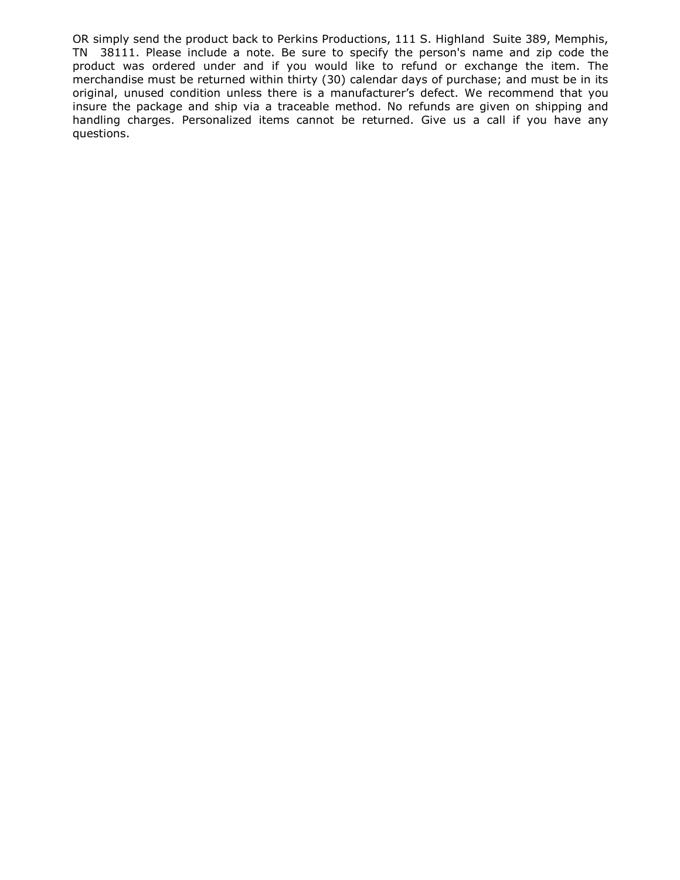OR simply send the product back to Perkins Productions, 111 S. Highland  Suite 389, Memphis, TN  38111. Please include a note. Be sure to specify the person's name and zip code the product was ordered under and if you would like to refund or exchange the item. The merchandise must be returned within thirty (30) calendar days of purchase; and must be in its original, unused condition unless there is a manufacturer's defect. We recommend that you insure the package and ship via a traceable method. No refunds are given on shipping and handling charges. Personalized items cannot be returned. Give us a call if you have any questions.